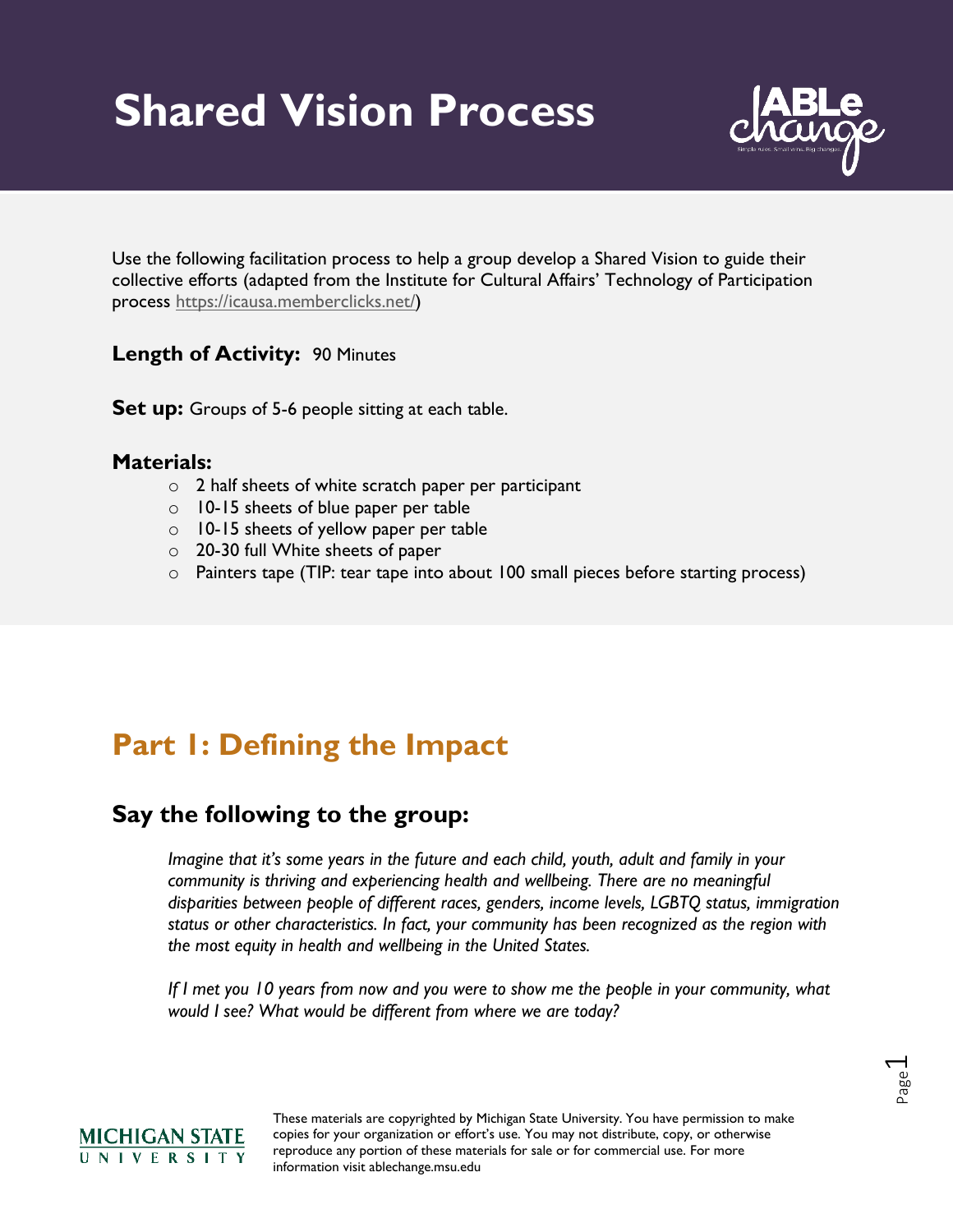# Shared Vision Process

Use the following facilitation process to help a group develop a Shared Vision to guide their collective efforts (adapted from the Institute for Cultural Affairs' Technology of Participation process https://icausa.memberclicks.net/)

**Length of Activity:** 90 Minutes

**Set up:** Groups of 5-6 people sitting at each table.

**Materials:**

- 2 half sheets of white scratch paper per participant
- 10-15 sheets of blue paper per table
- 10-15 sheets of yellow paper per table
- 20-30 full White sheets of paper
- Painters tape (TIP: tear tape into about 100 small pieces before starting process)

## Part 1: Defining the Impact

### Say the following to the group:

*Imagine that it's some years in the future and each child, youth, adult and family in your community is thriving and experiencing health and wellbeing. There are no meaningful disparities between people of different races, genders, income levels, LGBTQ status, immigration status or other characteristics. In fact, your community has been recognized as the region with the most equity in health and wellbeing in the United States.*

*If I met you 10 years from now and you were to show me the people in your community, what would I see? What would be different from where we are today?*

These materials are copyrighted by Michigan State University. You have permission to make copies for your organization or effort's use. You may not distribute, copy, or otherwise reproduce any portion of these materials for sale or for commercial use. For more information visit ablechange.msu.edu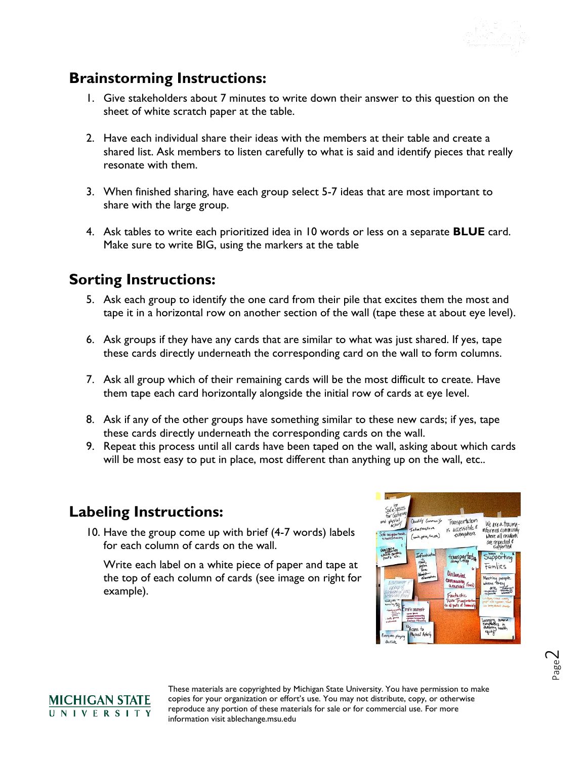## Brainstorming Instructions:

1. Give stakeholders about 7 minutes to write down their answer to this question on the sheet of white scratch paper at the table.

2. Have each individual share their ideas with the members at their table and create a shared list. Ask members to listen carefully to what is said and identify pieces that really resonate with them.

3. When finished sharing, have each group select 5-7 ideas that are most important to share with the large group.

4. Ask tables to write each prioritized idea in 10 words or less on a separate **BLUE** card. Make sure to write BIG, using the markers at the table

## Sorting Instructions:

5. Ask each group to identify the one card from their pile that excites them the most and tape it in a horizontal row on another section of the wall (tape these at about eye level).

6. Ask groups if they have any cards that are similar to what was just shared. If yes, tape these cards directly underneath the corresponding card on the wall to form columns.

7. Ask all group which of their remaining cards will be the most difficult to create. Have them tape each card horizontally alongside the initial row of cards at eye level.

8. Ask if any of the other groups have something similar to these new cards; if yes, tape these cards directly underneath the corresponding cards on the wall.

9. Repeat this process until all cards have been taped on the wall, asking about which cards will be most easy to put in place, most different than anything up on the wall, etc..

## Labeling Instructions:

10. Have the group come up with brief (4-7 words) labels for each column of cards on the wall.

    Write each label on a white piece of paper and tape at the top of each column of cards (see image on right for example).

These materials are copyrighted by Michigan State University. You have permission to make copies for your organization or effort's use. You may not distribute, copy, or otherwise reproduce any portion of these materials for sale or for commercial use. For more information visit ablechange.msu.edu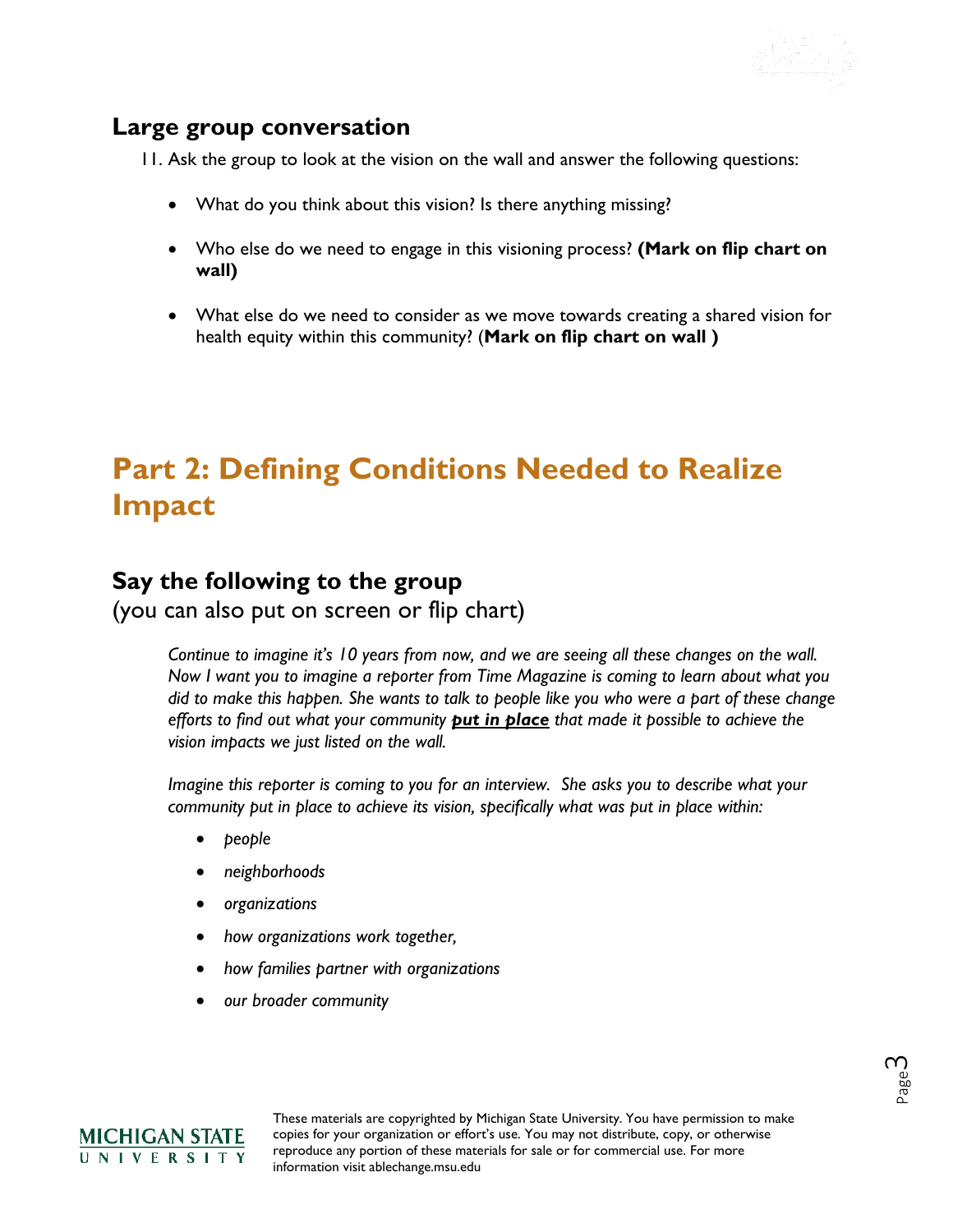## Large group conversation

11. Ask the group to look at the vision on the wall and answer the following questions:

    - What do you think about this vision? Is there anything missing?
    - Who else do we need to engage in this visioning process? **(Mark on flip chart on wall)**
    - What else do we need to consider as we move towards creating a shared vision for health equity within this community? (**Mark on flip chart on wall )**

# Part 2: Defining Conditions Needed to Realize Impact

## Say the following to the group

(you can also put on screen or flip chart)

> *Continue to imagine it's 10 years from now, and we are seeing all these changes on the wall. Now I want you to imagine a reporter from Time Magazine is coming to learn about what you did to make this happen. She wants to talk to people like you who were a part of these change efforts to find out what your community* ***put in place*** *that made it possible to achieve the vision impacts we just listed on the wall.*
>
> *Imagine this reporter is coming to you for an interview. She asks you to describe what your community put in place to achieve its vision, specifically what was put in place within:*
>
> - *people*
> - *neighborhoods*
> - *organizations*
> - *how organizations work together,*
> - *how families partner with organizations*
> - *our broader community*

These materials are copyrighted by Michigan State University. You have permission to make copies for your organization or effort's use. You may not distribute, copy, or otherwise reproduce any portion of these materials for sale or for commercial use. For more information visit ablechange.msu.edu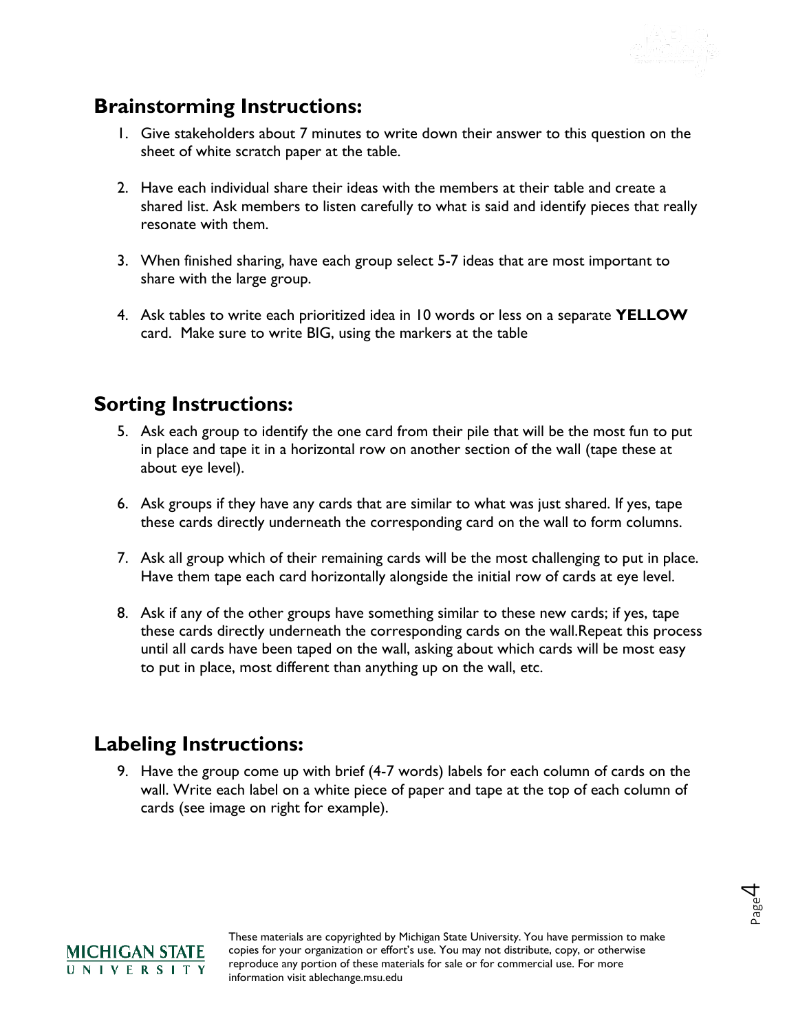## Brainstorming Instructions:

1. Give stakeholders about 7 minutes to write down their answer to this question on the sheet of white scratch paper at the table.

2. Have each individual share their ideas with the members at their table and create a shared list. Ask members to listen carefully to what is said and identify pieces that really resonate with them.

3. When finished sharing, have each group select 5-7 ideas that are most important to share with the large group.

4. Ask tables to write each prioritized idea in 10 words or less on a separate **YELLOW** card. Make sure to write BIG, using the markers at the table

## Sorting Instructions:

5. Ask each group to identify the one card from their pile that will be the most fun to put in place and tape it in a horizontal row on another section of the wall (tape these at about eye level).

6. Ask groups if they have any cards that are similar to what was just shared. If yes, tape these cards directly underneath the corresponding card on the wall to form columns.

7. Ask all group which of their remaining cards will be the most challenging to put in place. Have them tape each card horizontally alongside the initial row of cards at eye level.

8. Ask if any of the other groups have something similar to these new cards; if yes, tape these cards directly underneath the corresponding cards on the wall.Repeat this process until all cards have been taped on the wall, asking about which cards will be most easy to put in place, most different than anything up on the wall, etc.

## Labeling Instructions:

9. Have the group come up with brief (4-7 words) labels for each column of cards on the wall. Write each label on a white piece of paper and tape at the top of each column of cards (see image on right for example).

These materials are copyrighted by Michigan State University. You have permission to make copies for your organization or effort's use. You may not distribute, copy, or otherwise reproduce any portion of these materials for sale or for commercial use. For more information visit ablechange.msu.edu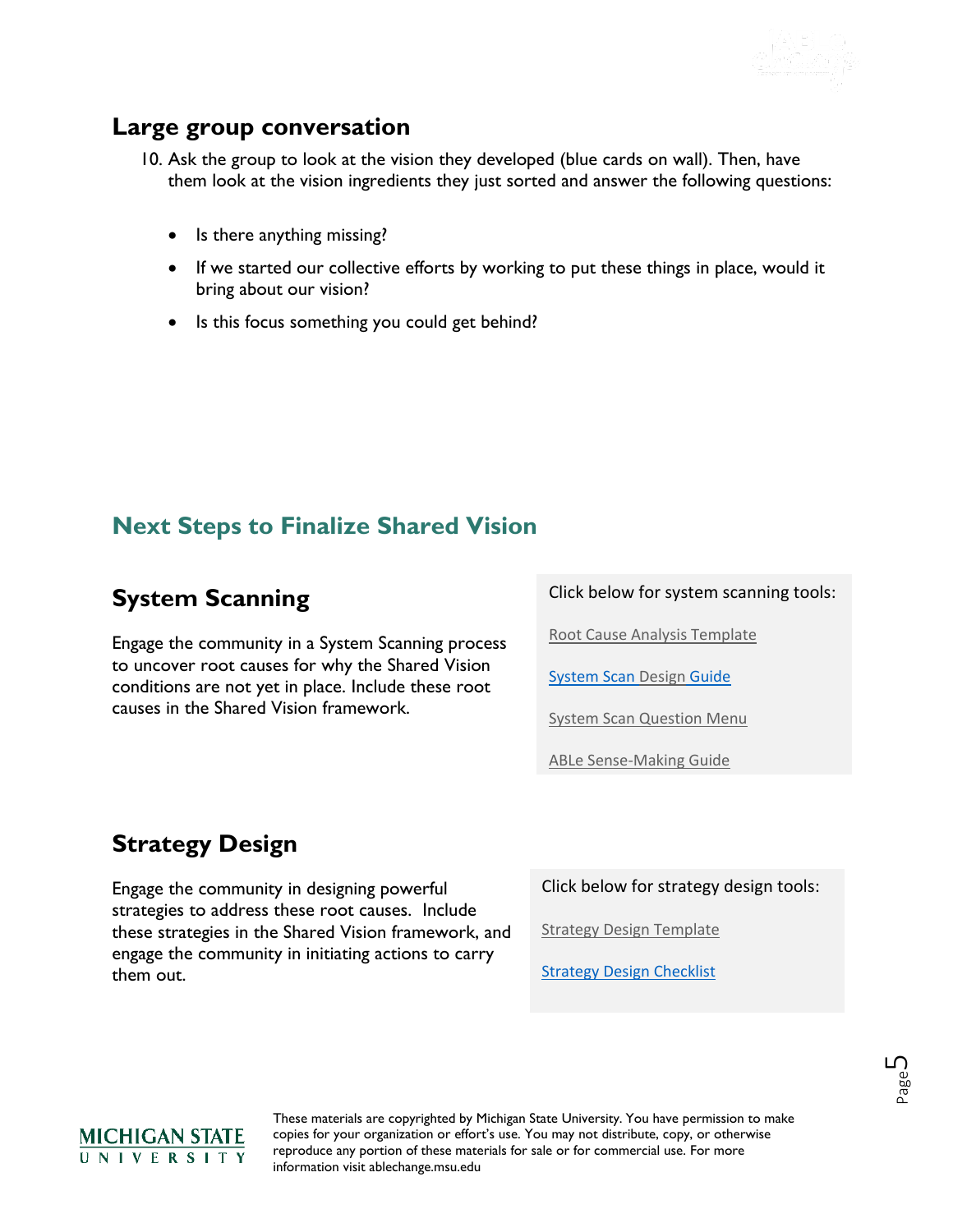## Large group conversation

10. Ask the group to look at the vision they developed (blue cards on wall). Then, have them look at the vision ingredients they just sorted and answer the following questions:

- Is there anything missing?
- If we started our collective efforts by working to put these things in place, would it bring about our vision?
- Is this focus something you could get behind?

# Next Steps to Finalize Shared Vision

## System Scanning

Engage the community in a System Scanning process to uncover root causes for why the Shared Vision conditions are not yet in place. Include these root causes in the Shared Vision framework.

Click below for system scanning tools:

Root Cause Analysis Template

System Scan Design Guide

System Scan Question Menu

ABLe Sense-Making Guide

## Strategy Design

Engage the community in designing powerful strategies to address these root causes. Include these strategies in the Shared Vision framework, and engage the community in initiating actions to carry them out.

Click below for strategy design tools:

Strategy Design Template

Strategy Design Checklist

MICHIGAN STATE UNIVERSITY

These materials are copyrighted by Michigan State University. You have permission to make copies for your organization or effort's use. You may not distribute, copy, or otherwise reproduce any portion of these materials for sale or for commercial use. For more information visit ablechange.msu.edu